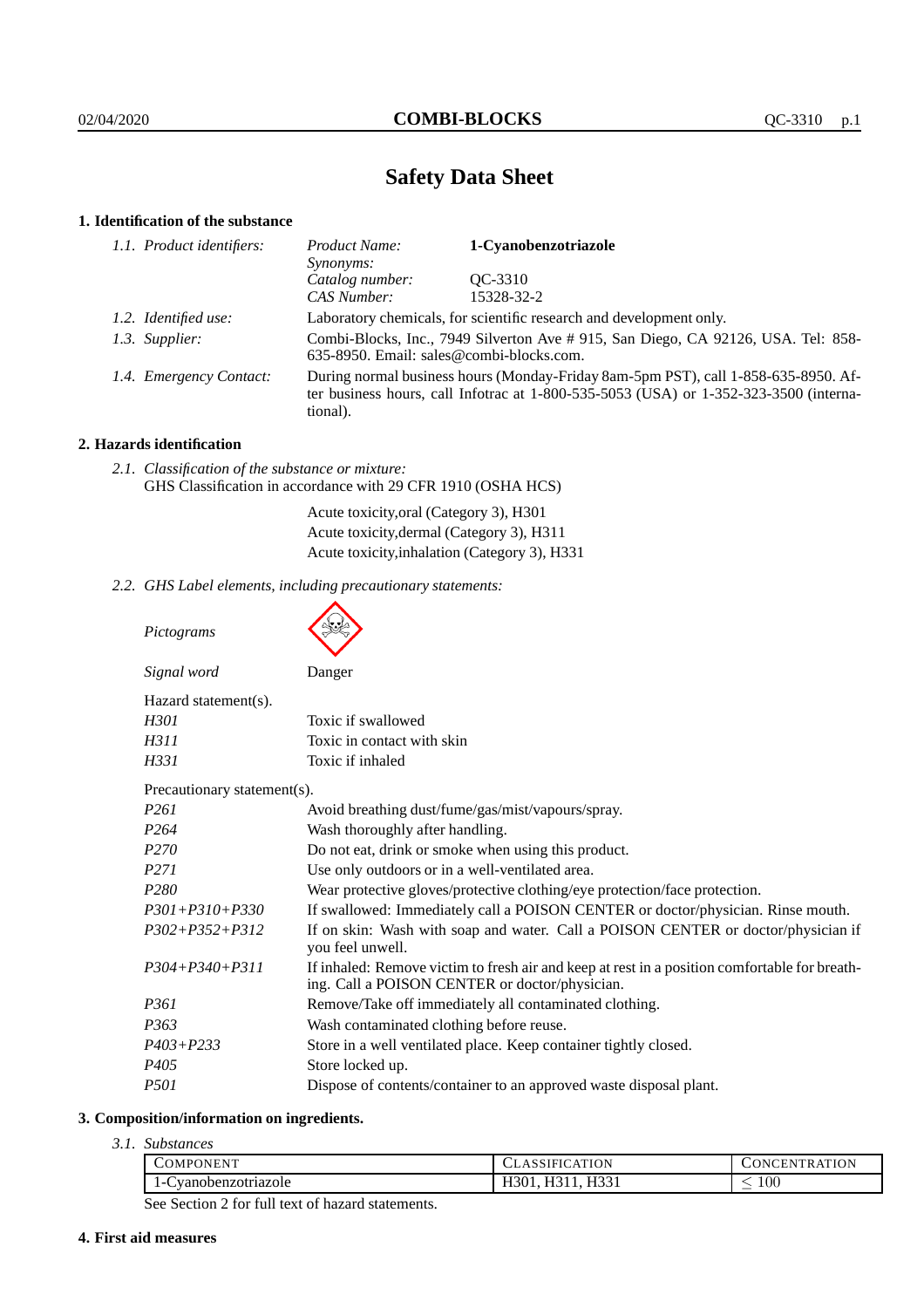# Safety Data Sheet

## 1. Identification of the substance

| | | |
|---|---|---|
| *1.1. Product identifiers:* | *Product Name:* | **1-Cyanobenzotriazole** |
| | *Synonyms:* | |
| | *Catalog number:* | QC-3310 |
| | *CAS Number:* | 15328-32-2 |
| *1.2. Identified use:* | Laboratory chemicals, for scientific research and development only. | |
| *1.3. Supplier:* | Combi-Blocks, Inc., 7949 Silverton Ave # 915, San Diego, CA 92126, USA. Tel: 858-635-8950. Email: sales@combi-blocks.com. | |
| *1.4. Emergency Contact:* | During normal business hours (Monday-Friday 8am-5pm PST), call 1-858-635-8950. After business hours, call Infotrac at 1-800-535-5053 (USA) or 1-352-323-3500 (international). | |

## 2. Hazards identification

*2.1. Classification of the substance or mixture:*
GHS Classification in accordance with 29 CFR 1910 (OSHA HCS)

Acute toxicity,oral (Category 3), H301
Acute toxicity,dermal (Category 3), H311
Acute toxicity,inhalation (Category 3), H331

*2.2. GHS Label elements, including precautionary statements:*

*Pictograms*

*Signal word* Danger

Hazard statement(s).

| | |
|---|---|
| *H301* | Toxic if swallowed |
| *H311* | Toxic in contact with skin |
| *H331* | Toxic if inhaled |

Precautionary statement(s).

| | |
|---|---|
| *P261* | Avoid breathing dust/fume/gas/mist/vapours/spray. |
| *P264* | Wash thoroughly after handling. |
| *P270* | Do not eat, drink or smoke when using this product. |
| *P271* | Use only outdoors or in a well-ventilated area. |
| *P280* | Wear protective gloves/protective clothing/eye protection/face protection. |
| *P301+P310+P330* | If swallowed: Immediately call a POISON CENTER or doctor/physician. Rinse mouth. |
| *P302+P352+P312* | If on skin: Wash with soap and water. Call a POISON CENTER or doctor/physician if you feel unwell. |
| *P304+P340+P311* | If inhaled: Remove victim to fresh air and keep at rest in a position comfortable for breathing. Call a POISON CENTER or doctor/physician. |
| *P361* | Remove/Take off immediately all contaminated clothing. |
| *P363* | Wash contaminated clothing before reuse. |
| *P403+P233* | Store in a well ventilated place. Keep container tightly closed. |
| *P405* | Store locked up. |
| *P501* | Dispose of contents/container to an approved waste disposal plant. |

## 3. Composition/information on ingredients.

*3.1. Substances*

| COMPONENT | CLASSIFICATION | CONCENTRATION |
|---|---|---|
| 1-Cyanobenzotriazole | H301, H311, H331 | $\leq 100$ |

See Section 2 for full text of hazard statements.

## 4. First aid measures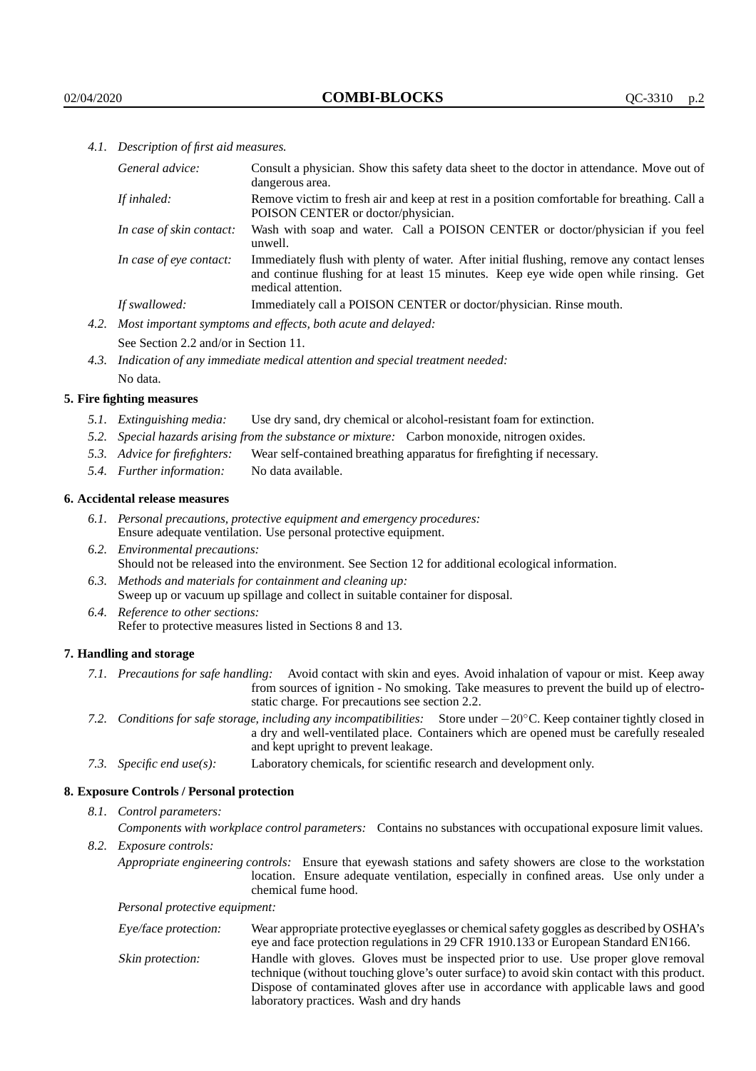*4.1. Description of first aid measures.*

*General advice:* Consult a physician. Show this safety data sheet to the doctor in attendance. Move out of dangerous area.

*If inhaled:* Remove victim to fresh air and keep at rest in a position comfortable for breathing. Call a POISON CENTER or doctor/physician.

*In case of skin contact:* Wash with soap and water. Call a POISON CENTER or doctor/physician if you feel unwell.

*In case of eye contact:* Immediately flush with plenty of water. After initial flushing, remove any contact lenses and continue flushing for at least 15 minutes. Keep eye wide open while rinsing. Get medical attention.

*If swallowed:* Immediately call a POISON CENTER or doctor/physician. Rinse mouth.

*4.2. Most important symptoms and effects, both acute and delayed:*

See Section 2.2 and/or in Section 11.

*4.3. Indication of any immediate medical attention and special treatment needed:*

No data.

## 5. Fire fighting measures

*5.1. Extinguishing media:* Use dry sand, dry chemical or alcohol-resistant foam for extinction.

*5.2. Special hazards arising from the substance or mixture:* Carbon monoxide, nitrogen oxides.

*5.3. Advice for firefighters:* Wear self-contained breathing apparatus for firefighting if necessary.

*5.4. Further information:* No data available.

## 6. Accidental release measures

*6.1. Personal precautions, protective equipment and emergency procedures:*
Ensure adequate ventilation. Use personal protective equipment.

*6.2. Environmental precautions:*
Should not be released into the environment. See Section 12 for additional ecological information.

*6.3. Methods and materials for containment and cleaning up:*
Sweep up or vacuum up spillage and collect in suitable container for disposal.

*6.4. Reference to other sections:*
Refer to protective measures listed in Sections 8 and 13.

## 7. Handling and storage

*7.1. Precautions for safe handling:* Avoid contact with skin and eyes. Avoid inhalation of vapour or mist. Keep away from sources of ignition - No smoking. Take measures to prevent the build up of electrostatic charge. For precautions see section 2.2.

*7.2. Conditions for safe storage, including any incompatibilities:* Store under $-20^{\circ}$C. Keep container tightly closed in a dry and well-ventilated place. Containers which are opened must be carefully resealed and kept upright to prevent leakage.

*7.3. Specific end use(s):* Laboratory chemicals, for scientific research and development only.

## 8. Exposure Controls / Personal protection

*8.1. Control parameters:*

*Components with workplace control parameters:* Contains no substances with occupational exposure limit values.

*8.2. Exposure controls:*

*Appropriate engineering controls:* Ensure that eyewash stations and safety showers are close to the workstation location. Ensure adequate ventilation, especially in confined areas. Use only under a chemical fume hood.

*Personal protective equipment:*

*Eye/face protection:* Wear appropriate protective eyeglasses or chemical safety goggles as described by OSHA's eye and face protection regulations in 29 CFR 1910.133 or European Standard EN166.

*Skin protection:* Handle with gloves. Gloves must be inspected prior to use. Use proper glove removal technique (without touching glove's outer surface) to avoid skin contact with this product. Dispose of contaminated gloves after use in accordance with applicable laws and good laboratory practices. Wash and dry hands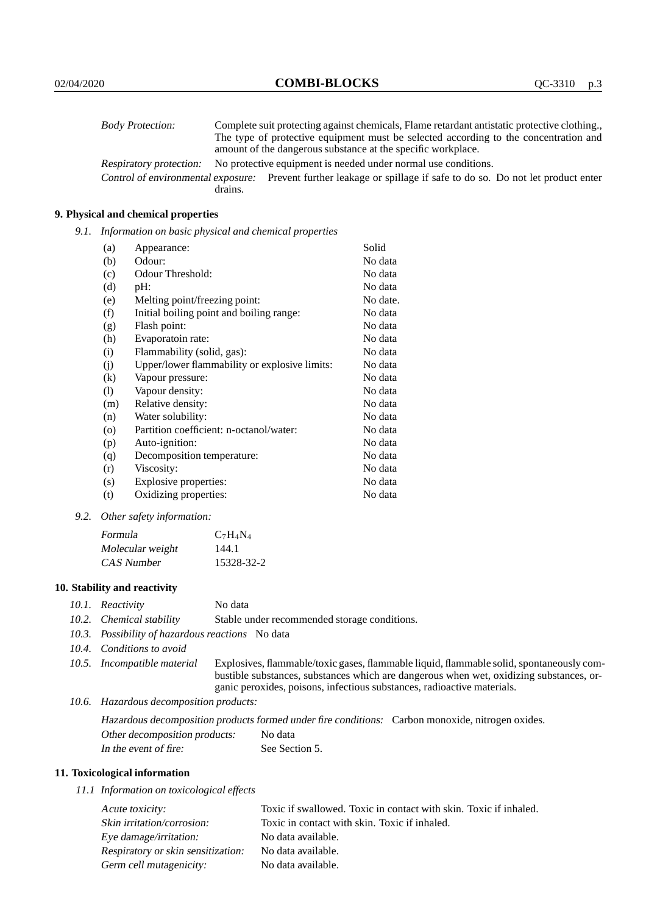*Body Protection:* Complete suit protecting against chemicals, Flame retardant antistatic protective clothing., The type of protective equipment must be selected according to the concentration and amount of the dangerous substance at the specific workplace.

*Respiratory protection:* No protective equipment is needed under normal use conditions.

*Control of environmental exposure:* Prevent further leakage or spillage if safe to do so. Do not let product enter drains.

## 9. Physical and chemical properties

*9.1. Information on basic physical and chemical properties*

| | | |
|---|---|---|
| (a) | Appearance: | Solid |
| (b) | Odour: | No data |
| (c) | Odour Threshold: | No data |
| (d) | pH: | No data |
| (e) | Melting point/freezing point: | No date. |
| (f) | Initial boiling point and boiling range: | No data |
| (g) | Flash point: | No data |
| (h) | Evaporatoin rate: | No data |
| (i) | Flammability (solid, gas): | No data |
| (j) | Upper/lower flammability or explosive limits: | No data |
| (k) | Vapour pressure: | No data |
| (l) | Vapour density: | No data |
| (m) | Relative density: | No data |
| (n) | Water solubility: | No data |
| (o) | Partition coefficient: n-octanol/water: | No data |
| (p) | Auto-ignition: | No data |
| (q) | Decomposition temperature: | No data |
| (r) | Viscosity: | No data |
| (s) | Explosive properties: | No data |
| (t) | Oxidizing properties: | No data |

*9.2. Other safety information:*

| | |
|---|---|
| *Formula* | $C_7H_4N_4$ |
| *Molecular weight* | 144.1 |
| *CAS Number* | 15328-32-2 |

## 10. Stability and reactivity

*10.1. Reactivity* No data

*10.2. Chemical stability* Stable under recommended storage conditions.

*10.3. Possibility of hazardous reactions* No data

*10.4. Conditions to avoid*

*10.5. Incompatible material* Explosives, flammable/toxic gases, flammable liquid, flammable solid, spontaneously combustible substances, substances which are dangerous when wet, oxidizing substances, organic peroxides, poisons, infectious substances, radioactive materials.

*10.6. Hazardous decomposition products:*

*Hazardous decomposition products formed under fire conditions:* Carbon monoxide, nitrogen oxides.

*Other decomposition products:* No data

*In the event of fire:* See Section 5.

## 11. Toxicological information

*11.1 Information on toxicological effects*

| | |
|---|---|
| *Acute toxicity:* | Toxic if swallowed. Toxic in contact with skin. Toxic if inhaled. |
| *Skin irritation/corrosion:* | Toxic in contact with skin. Toxic if inhaled. |
| *Eye damage/irritation:* | No data available. |
| *Respiratory or skin sensitization:* | No data available. |
| *Germ cell mutagenicity:* | No data available. |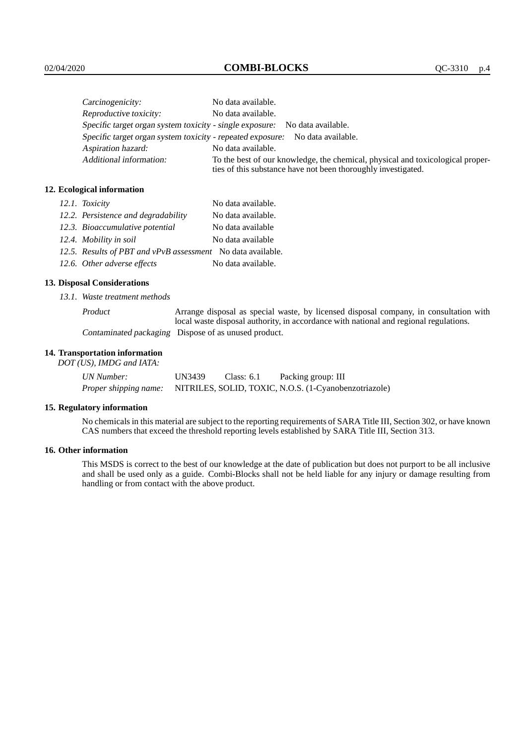| | |
|---|---|
| *Carcinogenicity:* | No data available. |
| *Reproductive toxicity:* | No data available. |
| *Specific target organ system toxicity - single exposure:* | No data available. |
| *Specific target organ system toxicity - repeated exposure:* | No data available. |
| *Aspiration hazard:* | No data available. |
| *Additional information:* | To the best of our knowledge, the chemical, physical and toxicological properties of this substance have not been thoroughly investigated. |

## 12. Ecological information

| | |
|---|---|
| *12.1. Toxicity* | No data available. |
| *12.2. Persistence and degradability* | No data available. |
| *12.3. Bioaccumulative potential* | No data available |
| *12.4. Mobility in soil* | No data available |
| *12.5. Results of PBT and vPvB assessment* | No data available. |
| *12.6. Other adverse effects* | No data available. |

## 13. Disposal Considerations

*13.1. Waste treatment methods*

| | |
|---|---|
| *Product* | Arrange disposal as special waste, by licensed disposal company, in consultation with local waste disposal authority, in accordance with national and regional regulations. |
| *Contaminated packaging* | Dispose of as unused product. |

## 14. Transportation information

*DOT (US), IMDG and IATA:*

| | | | |
|---|---|---|---|
| *UN Number:* | UN3439 | Class: 6.1 | Packing group: III |
| *Proper shipping name:* | NITRILES, SOLID, TOXIC, N.O.S. (1-Cyanobenzotriazole) | | |

## 15. Regulatory information

No chemicals in this material are subject to the reporting requirements of SARA Title III, Section 302, or have known CAS numbers that exceed the threshold reporting levels established by SARA Title III, Section 313.

## 16. Other information

This MSDS is correct to the best of our knowledge at the date of publication but does not purport to be all inclusive and shall be used only as a guide. Combi-Blocks shall not be held liable for any injury or damage resulting from handling or from contact with the above product.